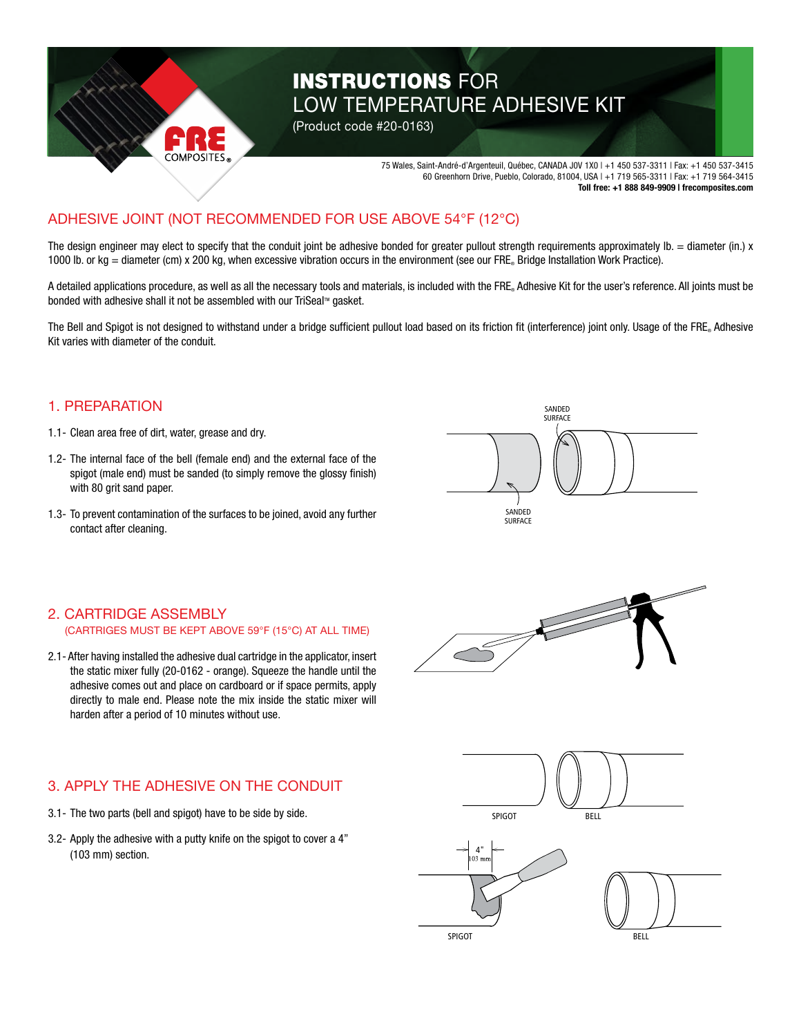# INSTRUCTIONS FOR LOW TEMPERATURE ADHESIVE KIT

(Product code #20-0163)

75 Wales, Saint-André-d'Argenteuil, Québec, CANADA J0V 1X0 | +1 450 537-3311 | Fax: +1 450 537-3415
60 Greenhorn Drive, Pueblo, Colorado, 81004, USA | +1 719 565-3311 | Fax: +1 719 564-3415
**Toll free: +1 888 849-9909 | frecomposites.com**

## ADHESIVE JOINT (NOT RECOMMENDED FOR USE ABOVE 54°F (12°C)

The design engineer may elect to specify that the conduit joint be adhesive bonded for greater pullout strength requirements approximately lb. = diameter (in.) x 1000 lb. or kg = diameter (cm) x 200 kg, when excessive vibration occurs in the environment (see our FRE® Bridge Installation Work Practice).

A detailed applications procedure, as well as all the necessary tools and materials, is included with the FRE® Adhesive Kit for the user's reference. All joints must be bonded with adhesive shall it not be assembled with our TriSeal™ gasket.

The Bell and Spigot is not designed to withstand under a bridge sufficient pullout load based on its friction fit (interference) joint only. Usage of the FRE® Adhesive Kit varies with diameter of the conduit.

## 1. PREPARATION

1.1- Clean area free of dirt, water, grease and dry.

1.2- The internal face of the bell (female end) and the external face of the spigot (male end) must be sanded (to simply remove the glossy finish) with 80 grit sand paper.

1.3- To prevent contamination of the surfaces to be joined, avoid any further contact after cleaning.

SANDED SURFACE

SANDED SURFACE

## 2. CARTRIDGE ASSEMBLY

(CARTRIGES MUST BE KEPT ABOVE 59°F (15°C) AT ALL TIME)

2.1- After having installed the adhesive dual cartridge in the applicator, insert the static mixer fully (20-0162 - orange). Squeeze the handle until the adhesive comes out and place on cardboard or if space permits, apply directly to male end. Please note the mix inside the static mixer will harden after a period of 10 minutes without use.

## 3. APPLY THE ADHESIVE ON THE CONDUIT

3.1- The two parts (bell and spigot) have to be side by side.

3.2- Apply the adhesive with a putty knife on the spigot to cover a 4" (103 mm) section.

SPIGOT BELL

4" 103 mm

SPIGOT BELL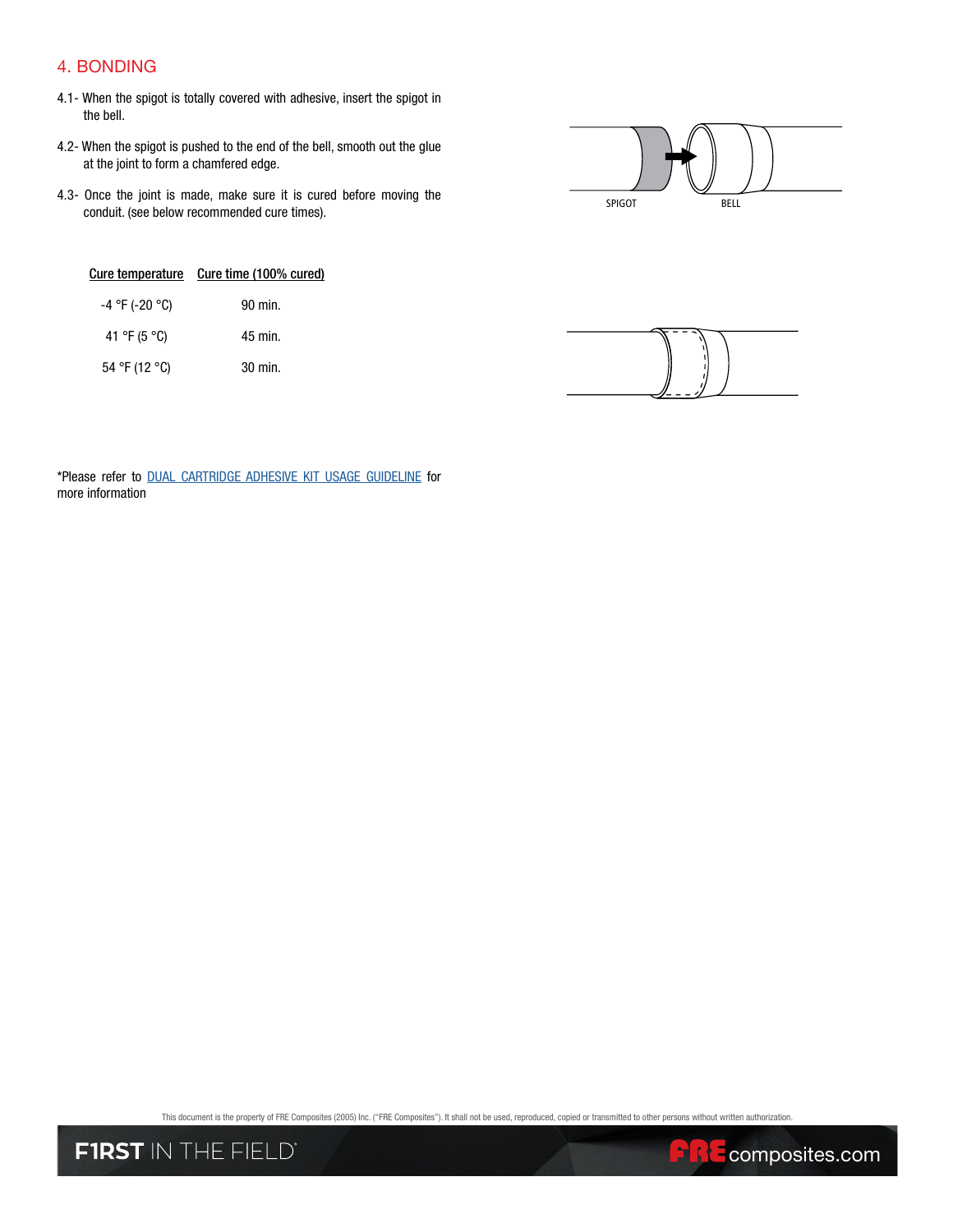## 4. BONDING

4.1- When the spigot is totally covered with adhesive, insert the spigot in the bell.

4.2- When the spigot is pushed to the end of the bell, smooth out the glue at the joint to form a chamfered edge.

4.3- Once the joint is made, make sure it is cured before moving the conduit. (see below recommended cure times).

SPIGOT

BELL

| Cure temperature | Cure time (100% cured) |
| --- | --- |
| -4 °F (-20 °C) | 90 min. |
| 41 °F (5 °C) | 45 min. |
| 54 °F (12 °C) | 30 min. |

*Please refer to DUAL CARTRIDGE ADHESIVE KIT USAGE GUIDELINE for more information